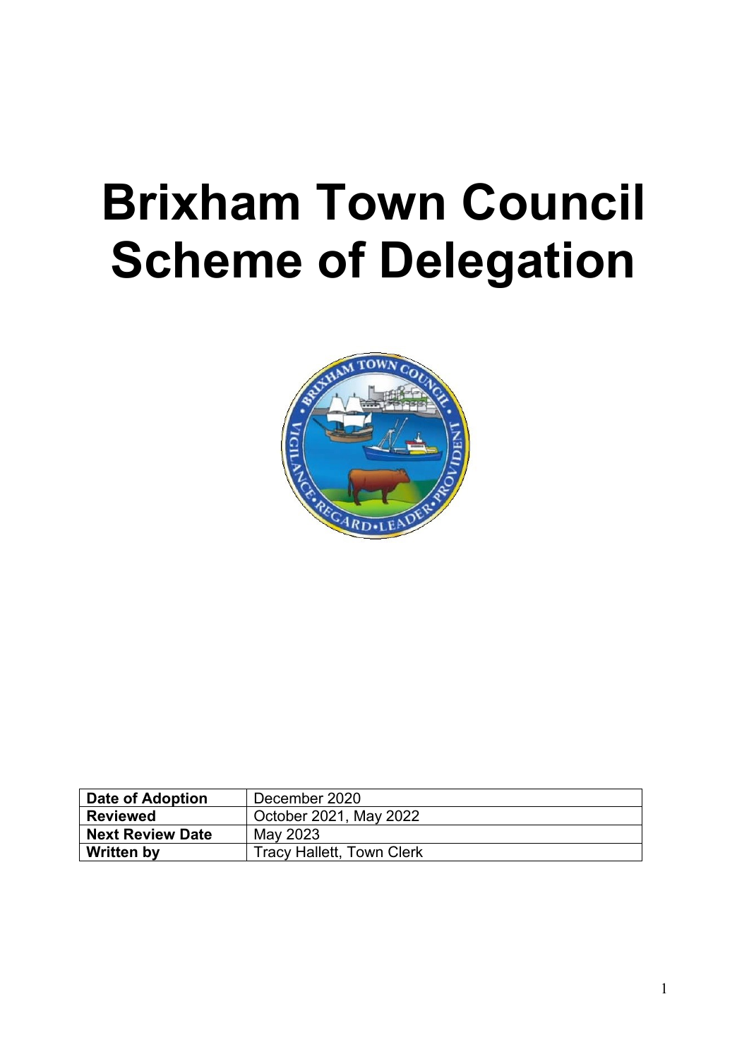# Brixham Town Council Scheme of Delegation

| Date of Adoption | December 2020 |
|---|---|
| Reviewed | October 2021, May 2022 |
| Next Review Date | May 2023 |
| Written by | Tracy Hallett, Town Clerk |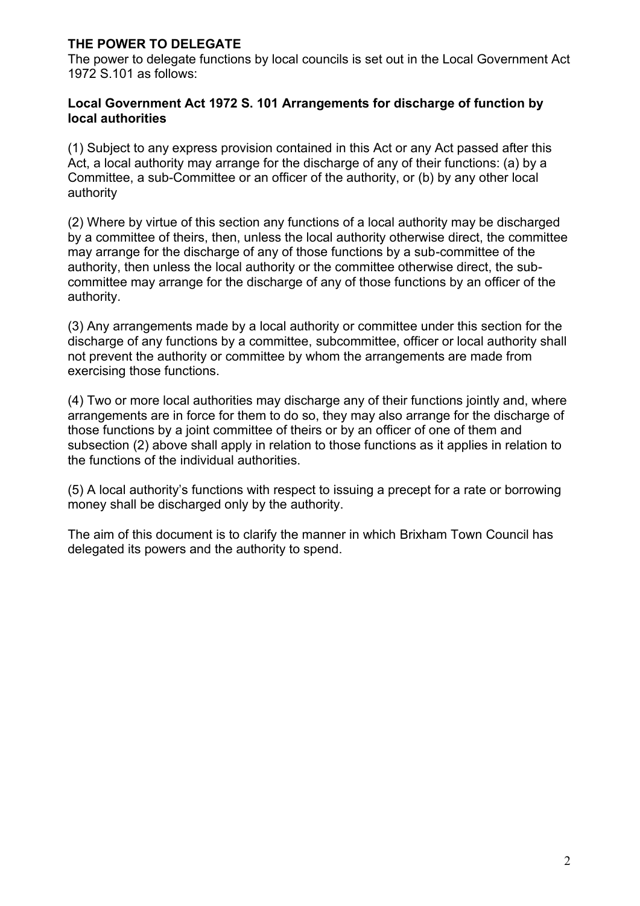## THE POWER TO DELEGATE

The power to delegate functions by local councils is set out in the Local Government Act 1972 S.101 as follows:

### Local Government Act 1972 S. 101 Arrangements for discharge of function by local authorities

(1) Subject to any express provision contained in this Act or any Act passed after this Act, a local authority may arrange for the discharge of any of their functions: (a) by a Committee, a sub-Committee or an officer of the authority, or (b) by any other local authority

(2) Where by virtue of this section any functions of a local authority may be discharged by a committee of theirs, then, unless the local authority otherwise direct, the committee may arrange for the discharge of any of those functions by a sub-committee of the authority, then unless the local authority or the committee otherwise direct, the sub-committee may arrange for the discharge of any of those functions by an officer of the authority.

(3) Any arrangements made by a local authority or committee under this section for the discharge of any functions by a committee, subcommittee, officer or local authority shall not prevent the authority or committee by whom the arrangements are made from exercising those functions.

(4) Two or more local authorities may discharge any of their functions jointly and, where arrangements are in force for them to do so, they may also arrange for the discharge of those functions by a joint committee of theirs or by an officer of one of them and subsection (2) above shall apply in relation to those functions as it applies in relation to the functions of the individual authorities.

(5) A local authority's functions with respect to issuing a precept for a rate or borrowing money shall be discharged only by the authority.

The aim of this document is to clarify the manner in which Brixham Town Council has delegated its powers and the authority to spend.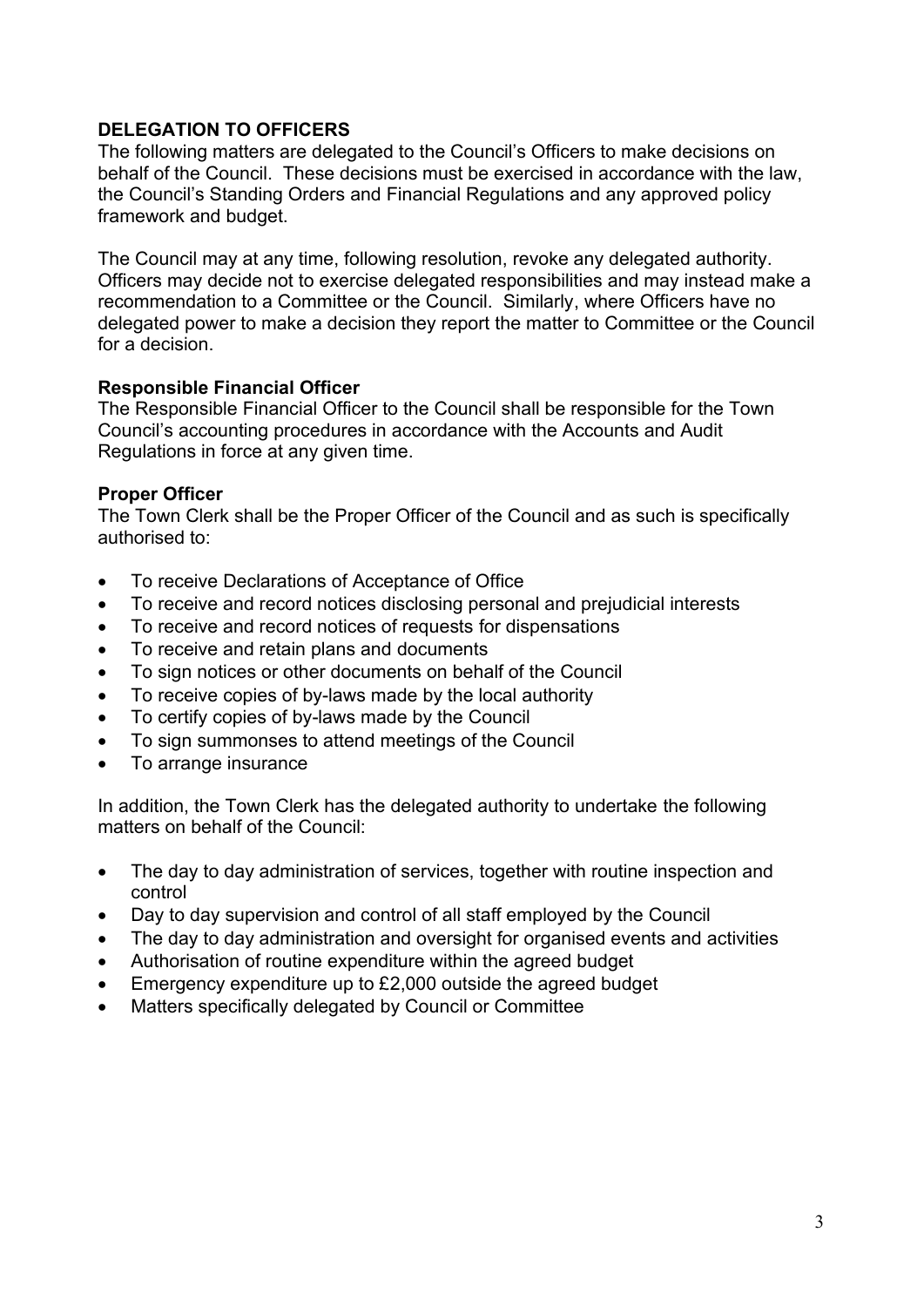## DELEGATION TO OFFICERS

The following matters are delegated to the Council's Officers to make decisions on behalf of the Council. These decisions must be exercised in accordance with the law, the Council's Standing Orders and Financial Regulations and any approved policy framework and budget.

The Council may at any time, following resolution, revoke any delegated authority. Officers may decide not to exercise delegated responsibilities and may instead make a recommendation to a Committee or the Council. Similarly, where Officers have no delegated power to make a decision they report the matter to Committee or the Council for a decision.

### Responsible Financial Officer

The Responsible Financial Officer to the Council shall be responsible for the Town Council's accounting procedures in accordance with the Accounts and Audit Regulations in force at any given time.

### Proper Officer

The Town Clerk shall be the Proper Officer of the Council and as such is specifically authorised to:

- To receive Declarations of Acceptance of Office
- To receive and record notices disclosing personal and prejudicial interests
- To receive and record notices of requests for dispensations
- To receive and retain plans and documents
- To sign notices or other documents on behalf of the Council
- To receive copies of by-laws made by the local authority
- To certify copies of by-laws made by the Council
- To sign summonses to attend meetings of the Council
- To arrange insurance

In addition, the Town Clerk has the delegated authority to undertake the following matters on behalf of the Council:

- The day to day administration of services, together with routine inspection and control
- Day to day supervision and control of all staff employed by the Council
- The day to day administration and oversight for organised events and activities
- Authorisation of routine expenditure within the agreed budget
- Emergency expenditure up to £2,000 outside the agreed budget
- Matters specifically delegated by Council or Committee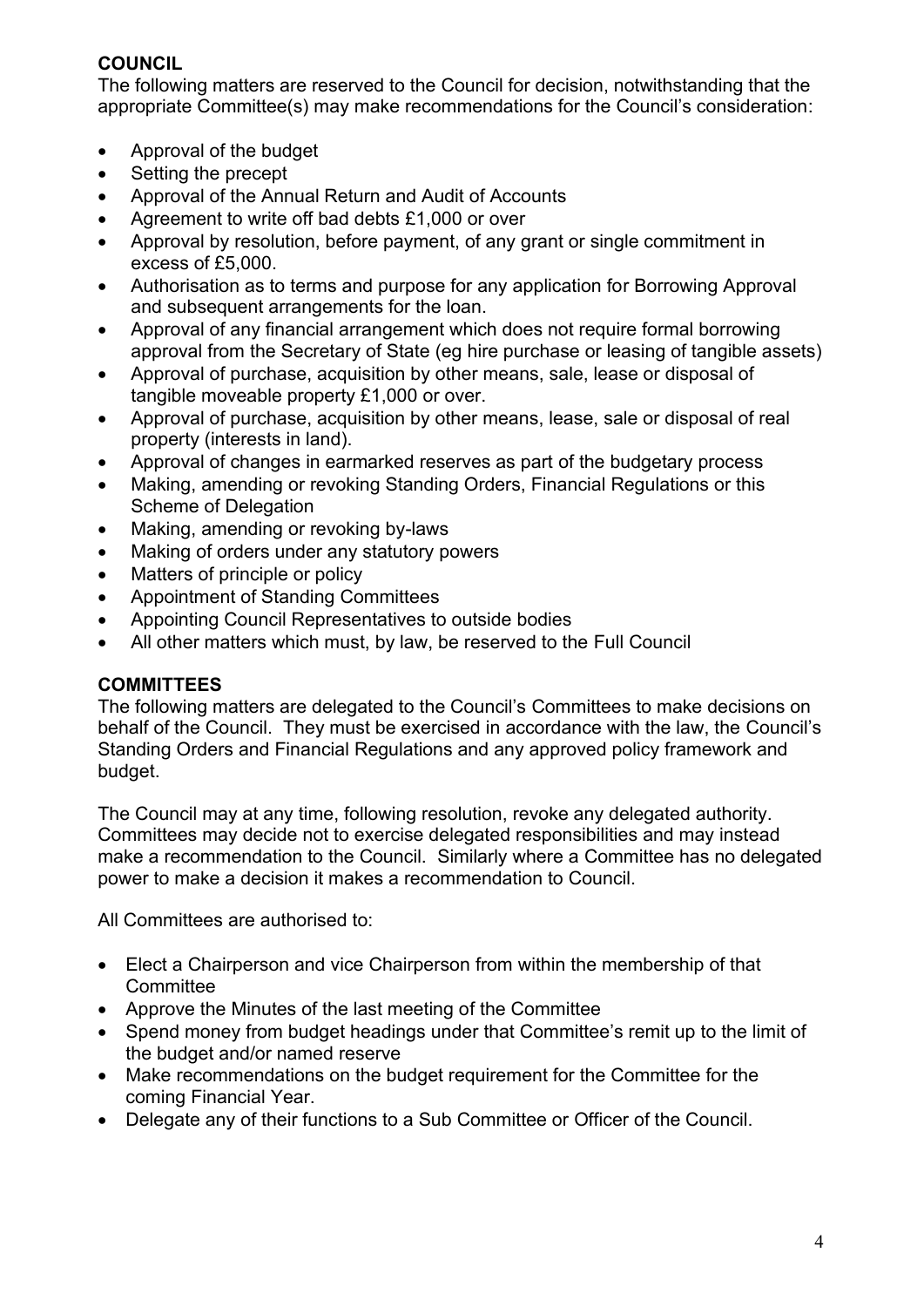**COUNCIL**

The following matters are reserved to the Council for decision, notwithstanding that the appropriate Committee(s) may make recommendations for the Council's consideration:

- Approval of the budget
- Setting the precept
- Approval of the Annual Return and Audit of Accounts
- Agreement to write off bad debts £1,000 or over
- Approval by resolution, before payment, of any grant or single commitment in excess of £5,000.
- Authorisation as to terms and purpose for any application for Borrowing Approval and subsequent arrangements for the loan.
- Approval of any financial arrangement which does not require formal borrowing approval from the Secretary of State (eg hire purchase or leasing of tangible assets)
- Approval of purchase, acquisition by other means, sale, lease or disposal of tangible moveable property £1,000 or over.
- Approval of purchase, acquisition by other means, lease, sale or disposal of real property (interests in land).
- Approval of changes in earmarked reserves as part of the budgetary process
- Making, amending or revoking Standing Orders, Financial Regulations or this Scheme of Delegation
- Making, amending or revoking by-laws
- Making of orders under any statutory powers
- Matters of principle or policy
- Appointment of Standing Committees
- Appointing Council Representatives to outside bodies
- All other matters which must, by law, be reserved to the Full Council

**COMMITTEES**

The following matters are delegated to the Council's Committees to make decisions on behalf of the Council. They must be exercised in accordance with the law, the Council's Standing Orders and Financial Regulations and any approved policy framework and budget.

The Council may at any time, following resolution, revoke any delegated authority. Committees may decide not to exercise delegated responsibilities and may instead make a recommendation to the Council. Similarly where a Committee has no delegated power to make a decision it makes a recommendation to Council.

All Committees are authorised to:

- Elect a Chairperson and vice Chairperson from within the membership of that Committee
- Approve the Minutes of the last meeting of the Committee
- Spend money from budget headings under that Committee's remit up to the limit of the budget and/or named reserve
- Make recommendations on the budget requirement for the Committee for the coming Financial Year.
- Delegate any of their functions to a Sub Committee or Officer of the Council.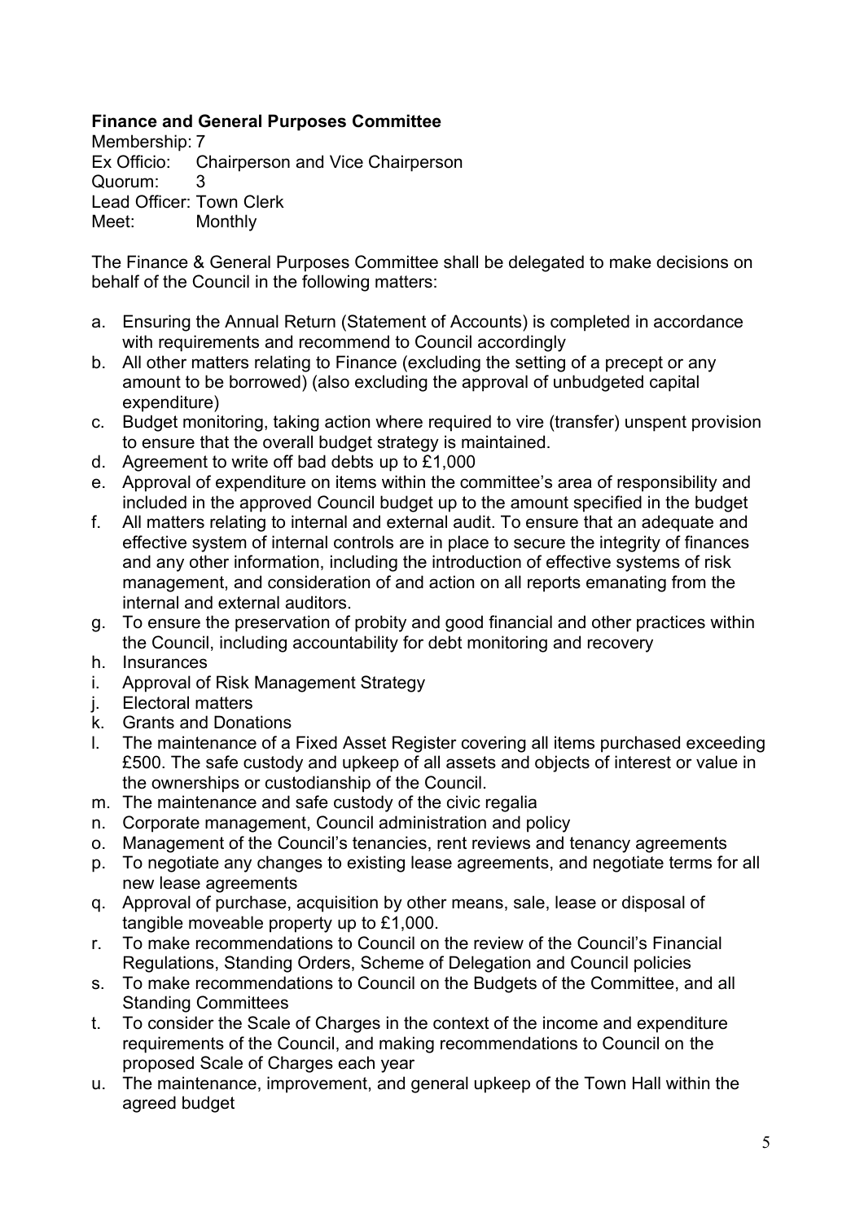**Finance and General Purposes Committee**

Membership: 7
Ex Officio: Chairperson and Vice Chairperson
Quorum: 3
Lead Officer: Town Clerk
Meet: Monthly

The Finance & General Purposes Committee shall be delegated to make decisions on behalf of the Council in the following matters:

a. Ensuring the Annual Return (Statement of Accounts) is completed in accordance with requirements and recommend to Council accordingly
b. All other matters relating to Finance (excluding the setting of a precept or any amount to be borrowed) (also excluding the approval of unbudgeted capital expenditure)
c. Budget monitoring, taking action where required to vire (transfer) unspent provision to ensure that the overall budget strategy is maintained.
d. Agreement to write off bad debts up to £1,000
e. Approval of expenditure on items within the committee's area of responsibility and included in the approved Council budget up to the amount specified in the budget
f. All matters relating to internal and external audit. To ensure that an adequate and effective system of internal controls are in place to secure the integrity of finances and any other information, including the introduction of effective systems of risk management, and consideration of and action on all reports emanating from the internal and external auditors.
g. To ensure the preservation of probity and good financial and other practices within the Council, including accountability for debt monitoring and recovery
h. Insurances
i. Approval of Risk Management Strategy
j. Electoral matters
k. Grants and Donations
l. The maintenance of a Fixed Asset Register covering all items purchased exceeding £500. The safe custody and upkeep of all assets and objects of interest or value in the ownerships or custodianship of the Council.
m. The maintenance and safe custody of the civic regalia
n. Corporate management, Council administration and policy
o. Management of the Council's tenancies, rent reviews and tenancy agreements
p. To negotiate any changes to existing lease agreements, and negotiate terms for all new lease agreements
q. Approval of purchase, acquisition by other means, sale, lease or disposal of tangible moveable property up to £1,000.
r. To make recommendations to Council on the review of the Council's Financial Regulations, Standing Orders, Scheme of Delegation and Council policies
s. To make recommendations to Council on the Budgets of the Committee, and all Standing Committees
t. To consider the Scale of Charges in the context of the income and expenditure requirements of the Council, and making recommendations to Council on the proposed Scale of Charges each year
u. The maintenance, improvement, and general upkeep of the Town Hall within the agreed budget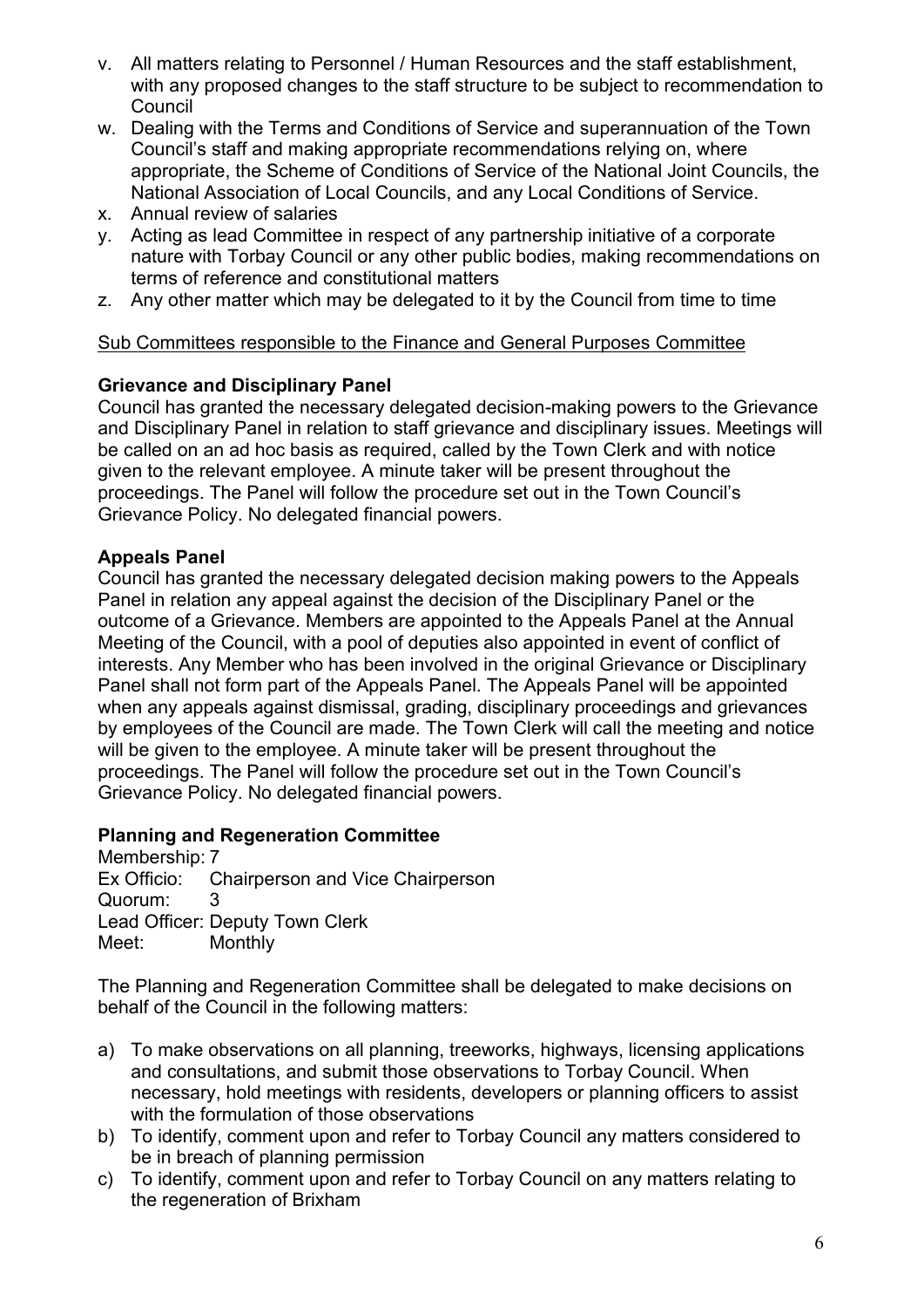v. All matters relating to Personnel / Human Resources and the staff establishment, with any proposed changes to the staff structure to be subject to recommendation to Council
w. Dealing with the Terms and Conditions of Service and superannuation of the Town Council's staff and making appropriate recommendations relying on, where appropriate, the Scheme of Conditions of Service of the National Joint Councils, the National Association of Local Councils, and any Local Conditions of Service.
x. Annual review of salaries
y. Acting as lead Committee in respect of any partnership initiative of a corporate nature with Torbay Council or any other public bodies, making recommendations on terms of reference and constitutional matters
z. Any other matter which may be delegated to it by the Council from time to time

<u>Sub Committees responsible to the Finance and General Purposes Committee</u>

**Grievance and Disciplinary Panel**
Council has granted the necessary delegated decision-making powers to the Grievance and Disciplinary Panel in relation to staff grievance and disciplinary issues. Meetings will be called on an ad hoc basis as required, called by the Town Clerk and with notice given to the relevant employee. A minute taker will be present throughout the proceedings. The Panel will follow the procedure set out in the Town Council's Grievance Policy. No delegated financial powers.

**Appeals Panel**
Council has granted the necessary delegated decision making powers to the Appeals Panel in relation any appeal against the decision of the Disciplinary Panel or the outcome of a Grievance. Members are appointed to the Appeals Panel at the Annual Meeting of the Council, with a pool of deputies also appointed in event of conflict of interests. Any Member who has been involved in the original Grievance or Disciplinary Panel shall not form part of the Appeals Panel. The Appeals Panel will be appointed when any appeals against dismissal, grading, disciplinary proceedings and grievances by employees of the Council are made. The Town Clerk will call the meeting and notice will be given to the employee. A minute taker will be present throughout the proceedings. The Panel will follow the procedure set out in the Town Council's Grievance Policy. No delegated financial powers.

**Planning and Regeneration Committee**
Membership: 7
Ex Officio: Chairperson and Vice Chairperson
Quorum: 3
Lead Officer: Deputy Town Clerk
Meet: Monthly

The Planning and Regeneration Committee shall be delegated to make decisions on behalf of the Council in the following matters:

a) To make observations on all planning, treeworks, highways, licensing applications and consultations, and submit those observations to Torbay Council. When necessary, hold meetings with residents, developers or planning officers to assist with the formulation of those observations
b) To identify, comment upon and refer to Torbay Council any matters considered to be in breach of planning permission
c) To identify, comment upon and refer to Torbay Council on any matters relating to the regeneration of Brixham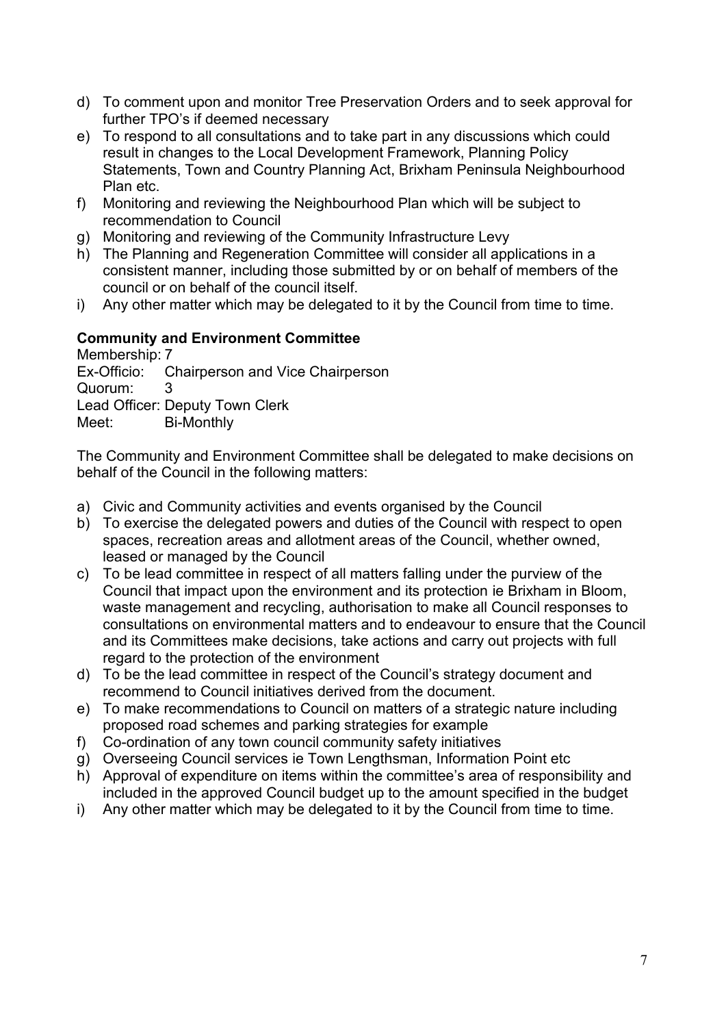d) To comment upon and monitor Tree Preservation Orders and to seek approval for further TPO's if deemed necessary
e) To respond to all consultations and to take part in any discussions which could result in changes to the Local Development Framework, Planning Policy Statements, Town and Country Planning Act, Brixham Peninsula Neighbourhood Plan etc.
f) Monitoring and reviewing the Neighbourhood Plan which will be subject to recommendation to Council
g) Monitoring and reviewing of the Community Infrastructure Levy
h) The Planning and Regeneration Committee will consider all applications in a consistent manner, including those submitted by or on behalf of members of the council or on behalf of the council itself.
i) Any other matter which may be delegated to it by the Council from time to time.

**Community and Environment Committee**

Membership: 7
Ex-Officio: Chairperson and Vice Chairperson
Quorum: 3
Lead Officer: Deputy Town Clerk
Meet: Bi-Monthly

The Community and Environment Committee shall be delegated to make decisions on behalf of the Council in the following matters:

a) Civic and Community activities and events organised by the Council
b) To exercise the delegated powers and duties of the Council with respect to open spaces, recreation areas and allotment areas of the Council, whether owned, leased or managed by the Council
c) To be lead committee in respect of all matters falling under the purview of the Council that impact upon the environment and its protection ie Brixham in Bloom, waste management and recycling, authorisation to make all Council responses to consultations on environmental matters and to endeavour to ensure that the Council and its Committees make decisions, take actions and carry out projects with full regard to the protection of the environment
d) To be the lead committee in respect of the Council's strategy document and recommend to Council initiatives derived from the document.
e) To make recommendations to Council on matters of a strategic nature including proposed road schemes and parking strategies for example
f) Co-ordination of any town council community safety initiatives
g) Overseeing Council services ie Town Lengthsman, Information Point etc
h) Approval of expenditure on items within the committee's area of responsibility and included in the approved Council budget up to the amount specified in the budget
i) Any other matter which may be delegated to it by the Council from time to time.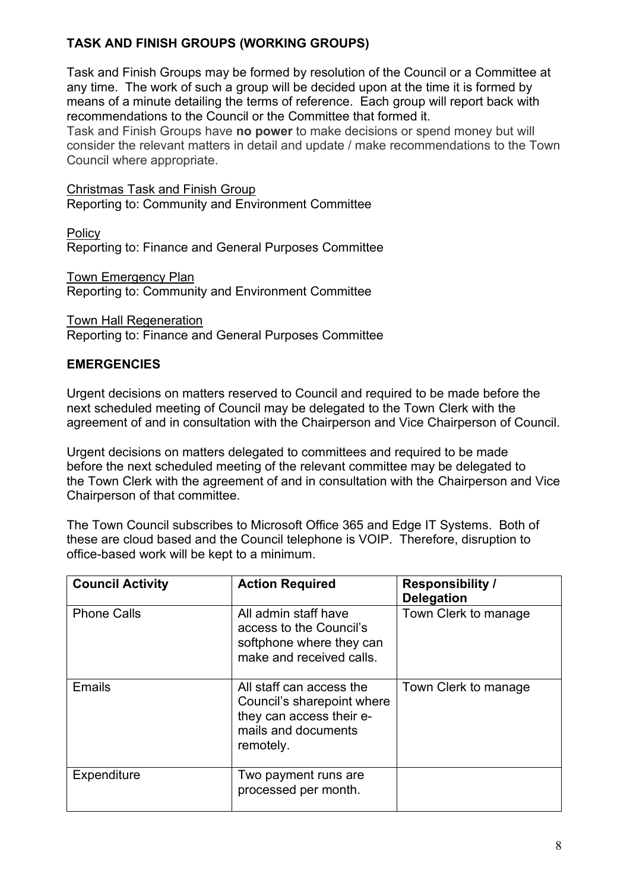## TASK AND FINISH GROUPS (WORKING GROUPS)

Task and Finish Groups may be formed by resolution of the Council or a Committee at any time. The work of such a group will be decided upon at the time it is formed by means of a minute detailing the terms of reference. Each group will report back with recommendations to the Council or the Committee that formed it.

Task and Finish Groups have **no power** to make decisions or spend money but will consider the relevant matters in detail and update / make recommendations to the Town Council where appropriate.

Christmas Task and Finish Group
Reporting to: Community and Environment Committee

Policy
Reporting to: Finance and General Purposes Committee

Town Emergency Plan
Reporting to: Community and Environment Committee

Town Hall Regeneration
Reporting to: Finance and General Purposes Committee

## EMERGENCIES

Urgent decisions on matters reserved to Council and required to be made before the next scheduled meeting of Council may be delegated to the Town Clerk with the agreement of and in consultation with the Chairperson and Vice Chairperson of Council.

Urgent decisions on matters delegated to committees and required to be made before the next scheduled meeting of the relevant committee may be delegated to the Town Clerk with the agreement of and in consultation with the Chairperson and Vice Chairperson of that committee.

The Town Council subscribes to Microsoft Office 365 and Edge IT Systems. Both of these are cloud based and the Council telephone is VOIP. Therefore, disruption to office-based work will be kept to a minimum.

| Council Activity | Action Required | Responsibility / Delegation |
|---|---|---|
| Phone Calls | All admin staff have access to the Council's softphone where they can make and received calls. | Town Clerk to manage |
| Emails | All staff can access the Council's sharepoint where they can access their e-mails and documents remotely. | Town Clerk to manage |
| Expenditure | Two payment runs are processed per month. | |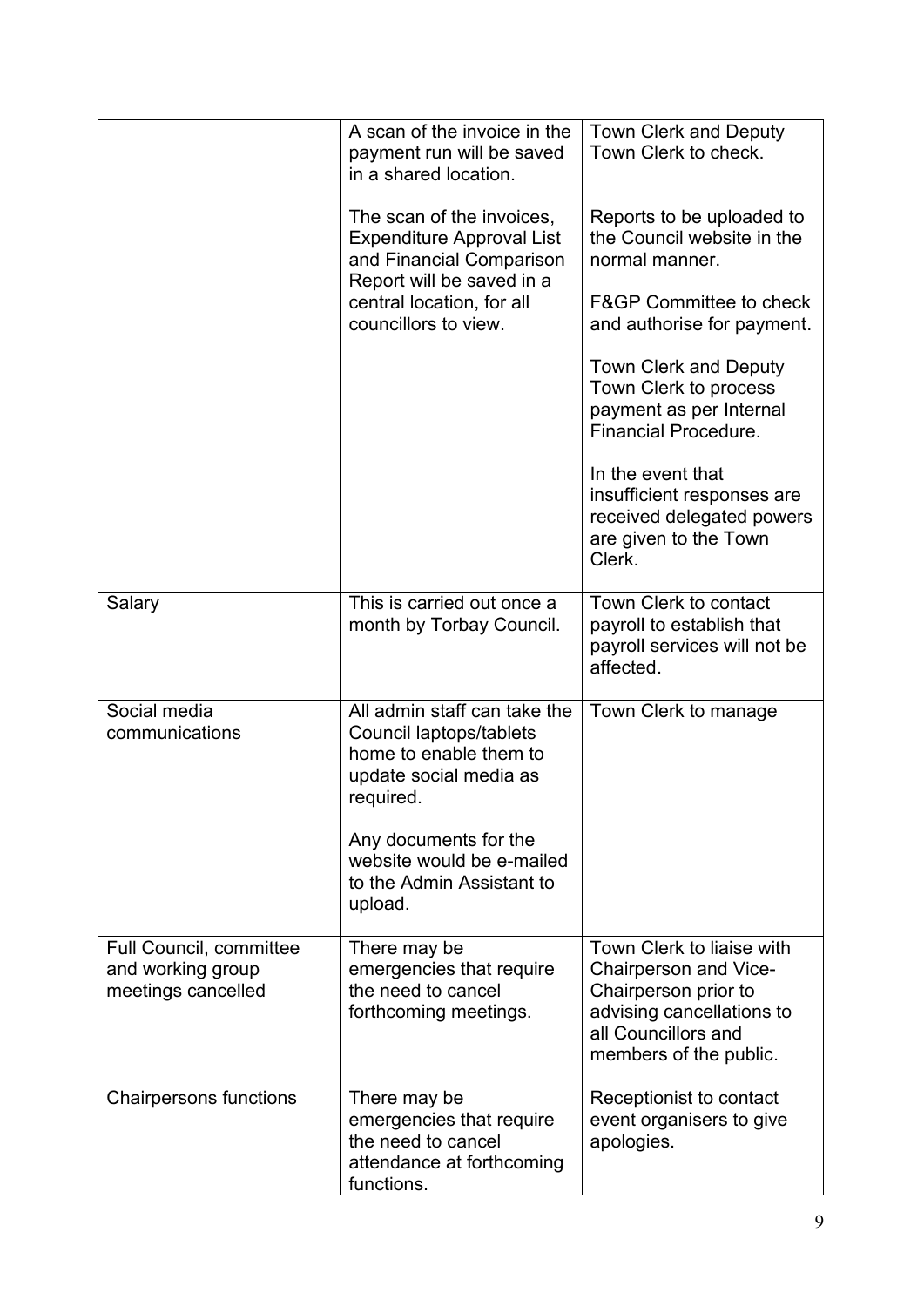| | | |
|---|---|---|
| | A scan of the invoice in the payment run will be saved in a shared location.<br><br>The scan of the invoices, Expenditure Approval List and Financial Comparison Report will be saved in a central location, for all councillors to view. | Town Clerk and Deputy Town Clerk to check.<br><br>Reports to be uploaded to the Council website in the normal manner.<br><br>F&GP Committee to check and authorise for payment.<br><br>Town Clerk and Deputy Town Clerk to process payment as per Internal Financial Procedure.<br><br>In the event that insufficient responses are received delegated powers are given to the Town Clerk. |
| Salary | This is carried out once a month by Torbay Council. | Town Clerk to contact payroll to establish that payroll services will not be affected. |
| Social media communications | All admin staff can take the Council laptops/tablets home to enable them to update social media as required.<br><br>Any documents for the website would be e-mailed to the Admin Assistant to upload. | Town Clerk to manage |
| Full Council, committee and working group meetings cancelled | There may be emergencies that require the need to cancel forthcoming meetings. | Town Clerk to liaise with Chairperson and Vice-Chairperson prior to advising cancellations to all Councillors and members of the public. |
| Chairpersons functions | There may be emergencies that require the need to cancel attendance at forthcoming functions. | Receptionist to contact event organisers to give apologies. |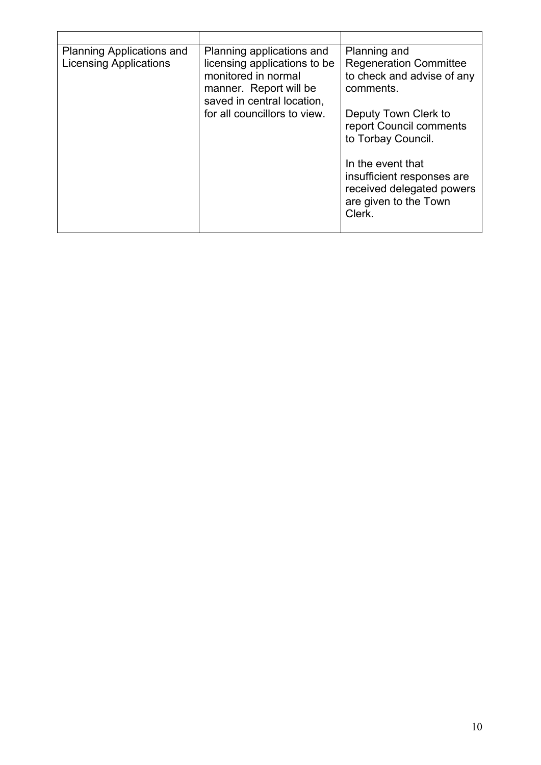| | | |
|---|---|---|
| Planning Applications and Licensing Applications | Planning applications and licensing applications to be monitored in normal manner. Report will be saved in central location, for all councillors to view. | Planning and Regeneration Committee to check and advise of any comments.<br><br>Deputy Town Clerk to report Council comments to Torbay Council.<br><br>In the event that insufficient responses are received delegated powers are given to the Town Clerk. |